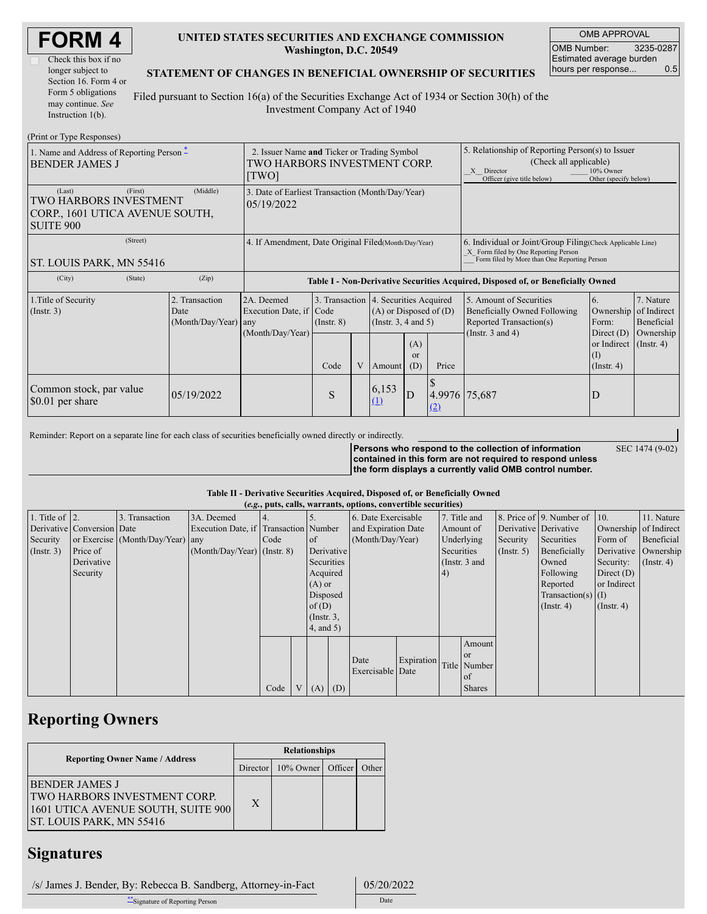# FORM 4

☐ Check this box if no longer subject to Section 16. Form 4 or Form 5 obligations may continue. *See* Instruction 1(b).

**UNITED STATES SECURITIES AND EXCHANGE COMMISSION**
**Washington, D.C. 20549**

**STATEMENT OF CHANGES IN BENEFICIAL OWNERSHIP OF SECURITIES**

Filed pursuant to Section 16(a) of the Securities Exchange Act of 1934 or Section 30(h) of the Investment Company Act of 1940

| OMB APPROVAL | |
|---|---|
| OMB Number: | 3235-0287 |
| Estimated average burden hours per response... | 0.5 |

(Print or Type Responses)

| 1. Name and Address of Reporting Person * | 2. Issuer Name and Ticker or Trading Symbol | 5. Relationship of Reporting Person(s) to Issuer (Check all applicable) |
|---|---|---|
| BENDER JAMES J | TWO HARBORS INVESTMENT CORP. [TWO] | _X_ Director ___ 10% Owner ___ Officer (give title below) ___ Other (specify below) |
| (Last) (First) (Middle) TWO HARBORS INVESTMENT CORP., 1601 UTICA AVENUE SOUTH, SUITE 900 | 3. Date of Earliest Transaction (Month/Day/Year) 05/19/2022 | |
| (Street) ST. LOUIS PARK, MN 55416 | 4. If Amendment, Date Original Filed(Month/Day/Year) | 6. Individual or Joint/Group Filing(Check Applicable Line) _X_ Form filed by One Reporting Person ___ Form filed by More than One Reporting Person |
| (City) (State) (Zip) | | |

**Table I - Non-Derivative Securities Acquired, Disposed of, or Beneficially Owned**

| 1.Title of Security (Instr. 3) | 2. Transaction Date (Month/Day/Year) | 2A. Deemed Execution Date, if any (Month/Day/Year) | 3. Transaction Code (Instr. 8) | | 4. Securities Acquired (A) or Disposed of (D) (Instr. 3, 4 and 5) | | | 5. Amount of Securities Beneficially Owned Following Reported Transaction(s) (Instr. 3 and 4) | 6. Ownership Form: Direct (D) or Indirect (I) (Instr. 4) | 7. Nature of Indirect Beneficial Ownership (Instr. 4) |
|---|---|---|---|---|---|---|---|---|---|---|
| | | | Code | V | Amount | (A) or (D) | Price | | | |
| Common stock, par value $0.01 per share | 05/19/2022 | | S | | 6,153 (1) | D | $ 4.9976 (2) | 75,687 | D | |

Reminder: Report on a separate line for each class of securities beneficially owned directly or indirectly.

**Persons who respond to the collection of information contained in this form are not required to respond unless the form displays a currently valid OMB control number.**

SEC 1474 (9-02)

**Table II - Derivative Securities Acquired, Disposed of, or Beneficially Owned**
**(*e.g.*, puts, calls, warrants, options, convertible securities)**

| 1. Title of Derivative Security (Instr. 3) | 2. Conversion or Exercise Price of Derivative Security | 3. Transaction Date (Month/Day/Year) | 3A. Deemed Execution Date, if any (Month/Day/Year) | 4. Transaction Code (Instr. 8) | | 5. Number of Derivative Securities Acquired (A) or Disposed of (D) (Instr. 3, 4, and 5) | | 6. Date Exercisable and Expiration Date (Month/Day/Year) | | 7. Title and Amount of Underlying Securities (Instr. 3 and 4) | | 8. Price of Derivative Security (Instr. 5) | 9. Number of Derivative Securities Beneficially Owned Following Reported Transaction(s) (Instr. 4) | 10. Ownership Form of Derivative Security: Direct (D) or Indirect (I) (Instr. 4) | 11. Nature of Indirect Beneficial Ownership (Instr. 4) |
|---|---|---|---|---|---|---|---|---|---|---|---|---|---|---|---|
| | | | | Code | V | (A) | (D) | Date Exercisable | Expiration Date | Title | Amount or Number of Shares | | | | |

## Reporting Owners

| Reporting Owner Name / Address | Relationships | | | |
|---|---|---|---|---|
| | Director | 10% Owner | Officer | Other |
| BENDER JAMES J TWO HARBORS INVESTMENT CORP. 1601 UTICA AVENUE SOUTH, SUITE 900 ST. LOUIS PARK, MN 55416 | X | | | |

## Signatures

| /s/ James J. Bender, By: Rebecca B. Sandberg, Attorney-in-Fact | 05/20/2022 |
|---|---|
| ** Signature of Reporting Person | Date |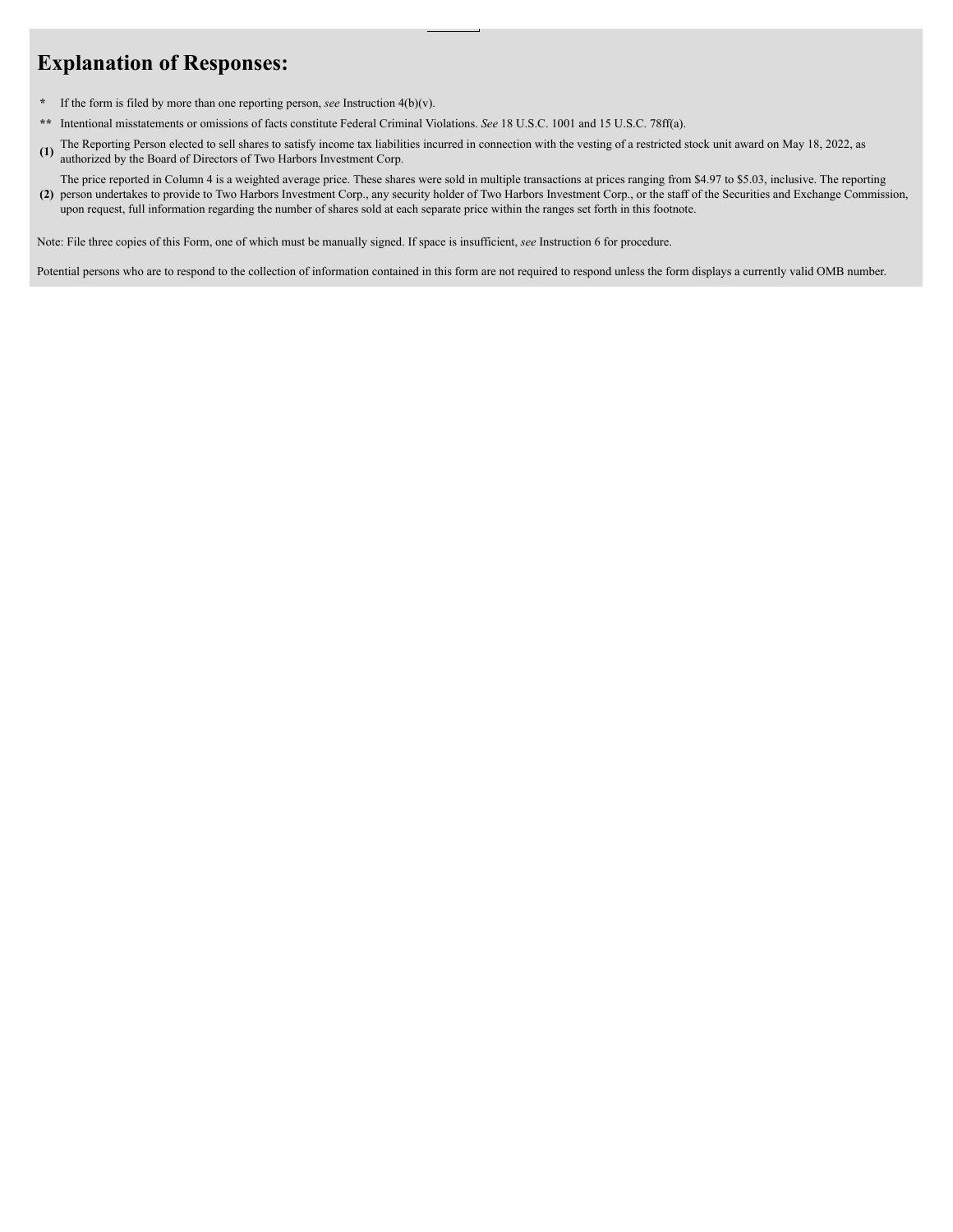# Explanation of Responses:

\* If the form is filed by more than one reporting person, *see* Instruction 4(b)(v).

\*\* Intentional misstatements or omissions of facts constitute Federal Criminal Violations. *See* 18 U.S.C. 1001 and 15 U.S.C. 78ff(a).

**(1)** The Reporting Person elected to sell shares to satisfy income tax liabilities incurred in connection with the vesting of a restricted stock unit award on May 18, 2022, as authorized by the Board of Directors of Two Harbors Investment Corp.

**(2)** The price reported in Column 4 is a weighted average price. These shares were sold in multiple transactions at prices ranging from $4.97 to $5.03, inclusive. The reporting person undertakes to provide to Two Harbors Investment Corp., any security holder of Two Harbors Investment Corp., or the staff of the Securities and Exchange Commission, upon request, full information regarding the number of shares sold at each separate price within the ranges set forth in this footnote.

Note: File three copies of this Form, one of which must be manually signed. If space is insufficient, *see* Instruction 6 for procedure.

Potential persons who are to respond to the collection of information contained in this form are not required to respond unless the form displays a currently valid OMB number.